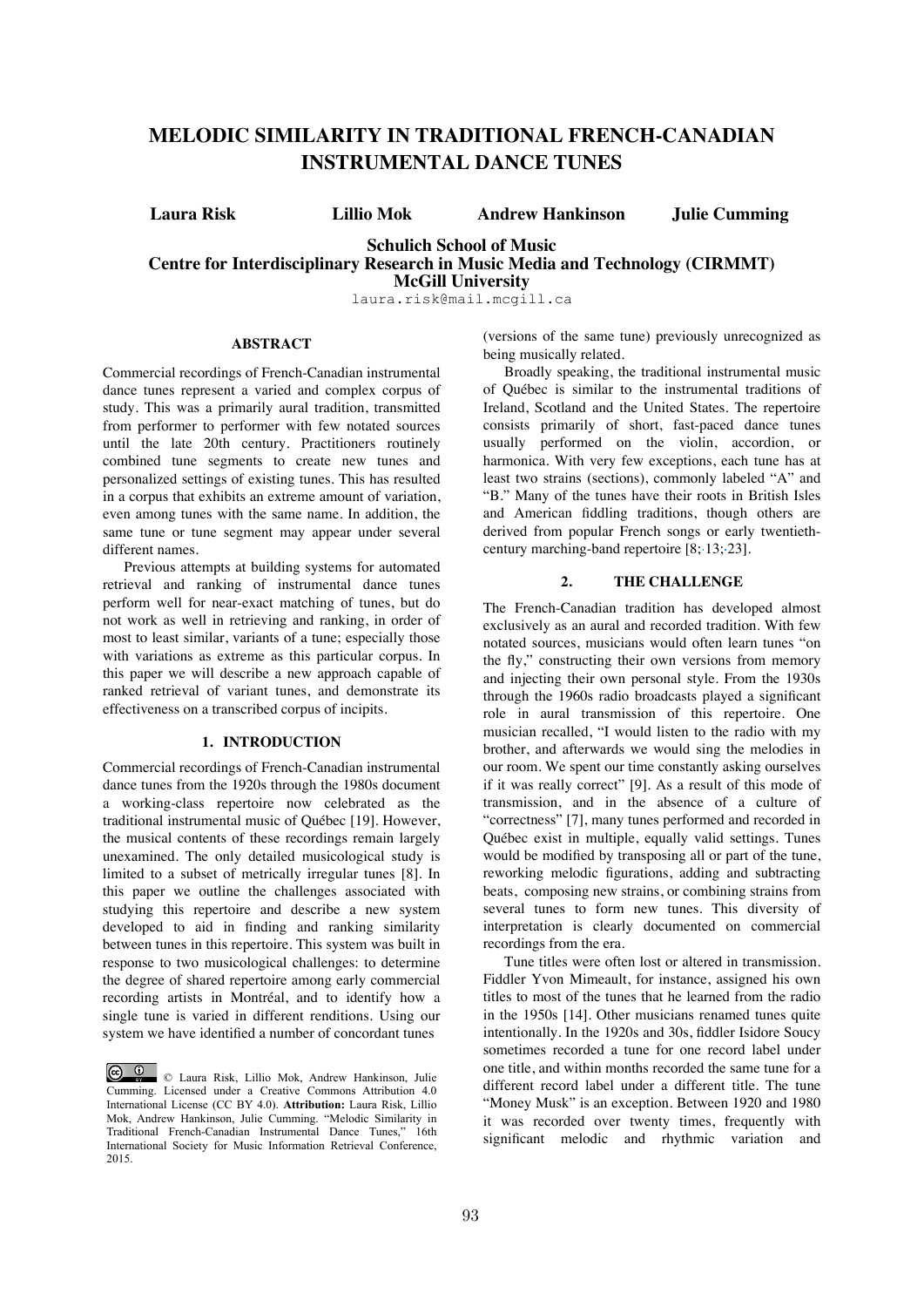# MELODIC SIMILARITY IN TRADITIONAL FRENCH-CANADIAN INSTRUMENTAL DANCE TUNES

**Laura Risk** **Lillio Mok** **Andrew Hankinson** **Julie Cumming**

**Schulich School of Music**
**Centre for Interdisciplinary Research in Music Media and Technology (CIRMMT)**
**McGill University**
laura.risk@mail.mcgill.ca

### ABSTRACT

Commercial recordings of French-Canadian instrumental dance tunes represent a varied and complex corpus of study. This was a primarily aural tradition, transmitted from performer to performer with few notated sources until the late 20th century. Practitioners routinely combined tune segments to create new tunes and personalized settings of existing tunes. This has resulted in a corpus that exhibits an extreme amount of variation, even among tunes with the same name. In addition, the same tune or tune segment may appear under several different names.

Previous attempts at building systems for automated retrieval and ranking of instrumental dance tunes perform well for near-exact matching of tunes, but do not work as well in retrieving and ranking, in order of most to least similar, variants of a tune; especially those with variations as extreme as this particular corpus. In this paper we will describe a new approach capable of ranked retrieval of variant tunes, and demonstrate its effectiveness on a transcribed corpus of incipits.

## 1. INTRODUCTION

Commercial recordings of French-Canadian instrumental dance tunes from the 1920s through the 1980s document a working-class repertoire now celebrated as the traditional instrumental music of Québec [19]. However, the musical contents of these recordings remain largely unexamined. The only detailed musicological study is limited to a subset of metrically irregular tunes [8]. In this paper we outline the challenges associated with studying this repertoire and describe a new system developed to aid in finding and ranking similarity between tunes in this repertoire. This system was built in response to two musicological challenges: to determine the degree of shared repertoire among early commercial recording artists in Montréal, and to identify how a single tune is varied in different renditions. Using our system we have identified a number of concordant tunes (versions of the same tune) previously unrecognized as being musically related.

Broadly speaking, the traditional instrumental music of Québec is similar to the instrumental traditions of Ireland, Scotland and the United States. The repertoire consists primarily of short, fast-paced dance tunes usually performed on the violin, accordion, or harmonica. With very few exceptions, each tune has at least two strains (sections), commonly labeled "A" and "B." Many of the tunes have their roots in British Isles and American fiddling traditions, though others are derived from popular French songs or early twentieth-century marching-band repertoire [8; 13; 23].

## 2. THE CHALLENGE

The French-Canadian tradition has developed almost exclusively as an aural and recorded tradition. With few notated sources, musicians would often learn tunes "on the fly," constructing their own versions from memory and injecting their own personal style. From the 1930s through the 1960s radio broadcasts played a significant role in aural transmission of this repertoire. One musician recalled, "I would listen to the radio with my brother, and afterwards we would sing the melodies in our room. We spent our time constantly asking ourselves if it was really correct" [9]. As a result of this mode of transmission, and in the absence of a culture of "correctness" [7], many tunes performed and recorded in Québec exist in multiple, equally valid settings. Tunes would be modified by transposing all or part of the tune, reworking melodic figurations, adding and subtracting beats, composing new strains, or combining strains from several tunes to form new tunes. This diversity of interpretation is clearly documented on commercial recordings from the era.

Tune titles were often lost or altered in transmission. Fiddler Yvon Mimeault, for instance, assigned his own titles to most of the tunes that he learned from the radio in the 1950s [14]. Other musicians renamed tunes quite intentionally. In the 1920s and 30s, fiddler Isidore Soucy sometimes recorded a tune for one record label under one title, and within months recorded the same tune for a different record label under a different title. The tune "Money Musk" is an exception. Between 1920 and 1980 it was recorded over twenty times, frequently with significant melodic and rhythmic variation and

© Laura Risk, Lillio Mok, Andrew Hankinson, Julie Cumming. Licensed under a Creative Commons Attribution 4.0 International License (CC BY 4.0). **Attribution:** Laura Risk, Lillio Mok, Andrew Hankinson, Julie Cumming. "Melodic Similarity in Traditional French-Canadian Instrumental Dance Tunes," 16th International Society for Music Information Retrieval Conference, 2015.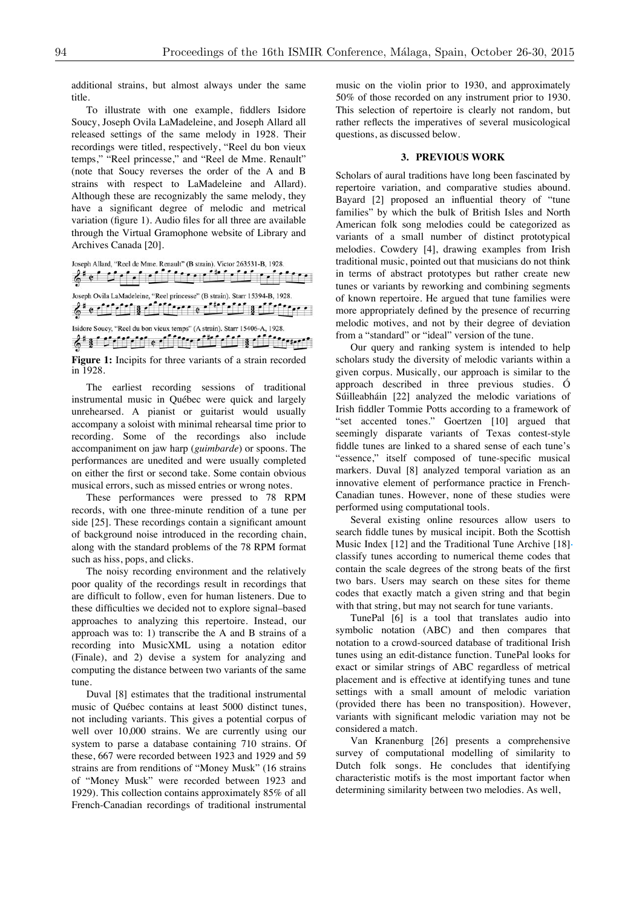additional strains, but almost always under the same title.

To illustrate with one example, fiddlers Isidore Soucy, Joseph Ovila LaMadeleine, and Joseph Allard all released settings of the same melody in 1928. Their recordings were titled, respectively, "Reel du bon vieux temps," "Reel princesse," and "Reel de Mme. Renault" (note that Soucy reverses the order of the A and B strains with respect to LaMadeleine and Allard). Although these are recognizably the same melody, they have a significant degree of melodic and metrical variation (figure 1). Audio files for all three are available through the Virtual Gramophone website of Library and Archives Canada [20].

Joseph Allard, "Reel de Mme. Renault" (B strain). Victor 263531-B, 1928.

Joseph Ovila LaMadeleine, "Reel princesse" (B strain). Starr 15394-B, 1928.

Isidore Soucy, "Reel du bon vieux temps" (A strain). Starr 15406-A, 1928.

**Figure 1:** Incipits for three variants of a strain recorded in 1928.

The earliest recording sessions of traditional instrumental music in Québec were quick and largely unrehearsed. A pianist or guitarist would usually accompany a soloist with minimal rehearsal time prior to recording. Some of the recordings also include accompaniment on jaw harp (*guimbarde*) or spoons. The performances are unedited and were usually completed on either the first or second take. Some contain obvious musical errors, such as missed entries or wrong notes.

These performances were pressed to 78 RPM records, with one three-minute rendition of a tune per side [25]. These recordings contain a significant amount of background noise introduced in the recording chain, along with the standard problems of the 78 RPM format such as hiss, pops, and clicks.

The noisy recording environment and the relatively poor quality of the recordings result in recordings that are difficult to follow, even for human listeners. Due to these difficulties we decided not to explore signal–based approaches to analyzing this repertoire. Instead, our approach was to: 1) transcribe the A and B strains of a recording into MusicXML using a notation editor (Finale), and 2) devise a system for analyzing and computing the distance between two variants of the same tune.

Duval [8] estimates that the traditional instrumental music of Québec contains at least 5000 distinct tunes, not including variants. This gives a potential corpus of well over 10,000 strains. We are currently using our system to parse a database containing 710 strains. Of these, 667 were recorded between 1923 and 1929 and 59 strains are from renditions of "Money Musk" (16 strains of "Money Musk" were recorded between 1923 and 1929). This collection contains approximately 85% of all French-Canadian recordings of traditional instrumental music on the violin prior to 1930, and approximately 50% of those recorded on any instrument prior to 1930. This selection of repertoire is clearly not random, but rather reflects the imperatives of several musicological questions, as discussed below.

## 3. PREVIOUS WORK

Scholars of aural traditions have long been fascinated by repertoire variation, and comparative studies abound. Bayard [2] proposed an influential theory of "tune families" by which the bulk of British Isles and North American folk song melodies could be categorized as variants of a small number of distinct prototypical melodies. Cowdery [4], drawing examples from Irish traditional music, pointed out that musicians do not think in terms of abstract prototypes but rather create new tunes or variants by reworking and combining segments of known repertoire. He argued that tune families were more appropriately defined by the presence of recurring melodic motives, and not by their degree of deviation from a "standard" or "ideal" version of the tune.

Our query and ranking system is intended to help scholars study the diversity of melodic variants within a given corpus. Musically, our approach is similar to the approach described in three previous studies. Ó Súilleabháin [22] analyzed the melodic variations of Irish fiddler Tommie Potts according to a framework of "set accented tones." Goertzen [10] argued that seemingly disparate variants of Texas contest-style fiddle tunes are linked to a shared sense of each tune's "essence," itself composed of tune-specific musical markers. Duval [8] analyzed temporal variation as an innovative element of performance practice in French-Canadian tunes. However, none of these studies were performed using computational tools.

Several existing online resources allow users to search fiddle tunes by musical incipit. Both the Scottish Music Index [12] and the Traditional Tune Archive [18] classify tunes according to numerical theme codes that contain the scale degrees of the strong beats of the first two bars. Users may search on these sites for theme codes that exactly match a given string and that begin with that string, but may not search for tune variants.

TunePal [6] is a tool that translates audio into symbolic notation (ABC) and then compares that notation to a crowd-sourced database of traditional Irish tunes using an edit-distance function. TunePal looks for exact or similar strings of ABC regardless of metrical placement and is effective at identifying tunes and tune settings with a small amount of melodic variation (provided there has been no transposition). However, variants with significant melodic variation may not be considered a match.

Van Kranenburg [26] presents a comprehensive survey of computational modelling of similarity to Dutch folk songs. He concludes that identifying characteristic motifs is the most important factor when determining similarity between two melodies. As well,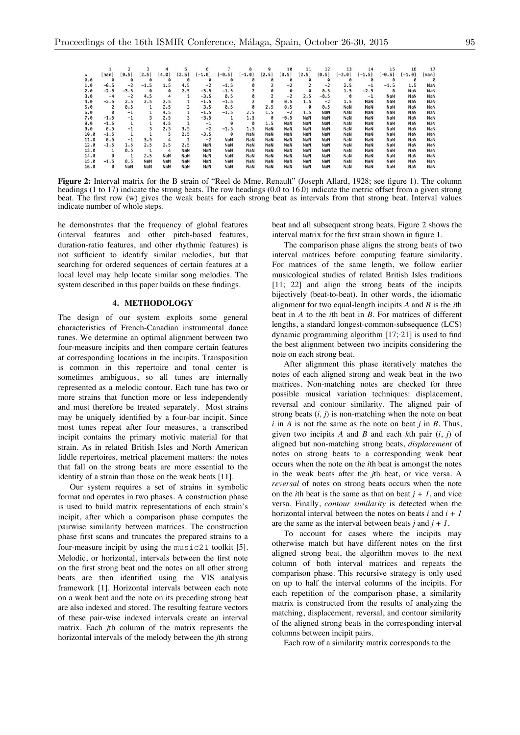|  | 1 | 2 | 3 | 4 | 5 | 6 | 7 | 8 | 9 | 10 | 11 | 12 | 13 | 14 | 15 | 16 | 17 |
|---|---|---|---|---|---|---|---|---|---|---|---|---|---|---|---|---|---|
| w | [nan] | [0.5] | [2.5] | [4.0] | [2.5] | [-1.0] | [-0.5] | [-1.0] | [2.5] | [0.5] | [2.5] | [0.5] | [-2.0] | [-1.5] | [-0.5] | [-1.0] | [nan] |
| 0.0 | 0 | 0 | 0 | 0 | 0 | 0 | 0 | 0 | 0 | 0 | 0 | 0 | 0 | 0 | 0 | 0 | 0 |
| 1.0 | -0.5 | -2 | -1.5 | 1.5 | 4.5 | -2 | -1.5 | 0 | 2 | -2 | 2 | -2 | 2.5 | -1 | -1.5 | 1.5 | NaN |
| 2.0 | -2.5 | -3.5 | 0 | 0 | 2.5 | -3.5 | -1.5 | 2 | 0 | 0 | 0 | 0.5 | 1.5 | -2.5 | 0 | NaN | NaN |
| 3.0 | -4 | -2 | 4.5 | 4 | 1 | -3.5 | 0.5 | 0 | 2 | -2 | 2.5 | -0.5 | 0 | -1 | NaN | NaN | NaN |
| 4.0 | -2.5 | 2.5 | 2.5 | 2.5 | 1 | -1.5 | -1.5 | 2 | 0 | 0.5 | 1.5 | -2 | 1.5 | NaN | NaN | NaN | NaN |
| 5.0 | 2 | 0.5 | 1 | 2.5 | 3 | -3.5 | 0.5 | 0 | 2.5 | -0.5 | 0 | -0.5 | NaN | NaN | NaN | NaN | NaN |
| 6.0 | 0 | -1 | 1 | 4.5 | 1 | -1.5 | -1.5 | 2.5 | 1.5 | -2 | 1.5 | NaN | NaN | NaN | NaN | NaN | NaN |
| 7.0 | -1.5 | -1 | 3 | 2.5 | 3 | -3.5 | 1 | 1.5 | 0 | -0.5 | NaN | NaN | NaN | NaN | NaN | NaN | NaN |
| 8.0 | -1.5 | 1 | 1 | 4.5 | 1 | -1 | 0 | 0 | 1.5 | NaN | NaN | NaN | NaN | NaN | NaN | NaN | NaN |
| 9.0 | 0.5 | -1 | 3 | 2.5 | 3.5 | -2 | -1.5 | 1.5 | NaN | NaN | NaN | NaN | NaN | NaN | NaN | NaN | NaN |
| 10.0 | -1.5 | 1 | 1 | 5 | 2.5 | -3.5 | 0 | NaN | NaN | NaN | NaN | NaN | NaN | NaN | NaN | NaN | NaN |
| 11.0 | 0.5 | -1 | 3.5 | 4 | 1 | -2 | NaN | NaN | NaN | NaN | NaN | NaN | NaN | NaN | NaN | NaN | NaN |
| 12.0 | -1.5 | 1.5 | 2.5 | 2.5 | 2.5 | NaN | NaN | NaN | NaN | NaN | NaN | NaN | NaN | NaN | NaN | NaN | NaN |
| 13.0 | 1 | 0.5 | 1 | 4 | NaN | NaN | NaN | NaN | NaN | NaN | NaN | NaN | NaN | NaN | NaN | NaN | NaN |
| 14.0 | 0 | -1 | 2.5 | NaN | NaN | NaN | NaN | NaN | NaN | NaN | NaN | NaN | NaN | NaN | NaN | NaN | NaN |
| 15.0 | -1.5 | 0.5 | NaN | NaN | NaN | NaN | NaN | NaN | NaN | NaN | NaN | NaN | NaN | NaN | NaN | NaN | NaN |
| 16.0 | 0 | NaN | NaN | NaN | NaN | NaN | NaN | NaN | NaN | NaN | NaN | NaN | NaN | NaN | NaN | NaN | NaN |

**Figure 2:** Interval matrix for the B strain of "Reel de Mme. Renault" (Joseph Allard, 1928; see figure 1). The column headings (1 to 17) indicate the strong beats. The row headings (0.0 to 16.0) indicate the metric offset from a given strong beat. The first row (w) gives the weak beats for each strong beat as intervals from that strong beat. Interval values indicate number of whole steps.

he demonstrates that the frequency of global features (interval features and other pitch-based features, duration-ratio features, and other rhythmic features) is not sufficient to identify similar melodies, but that searching for ordered sequences of certain features at a local level may help locate similar song melodies. The system described in this paper builds on these findings.

## 4. METHODOLOGY

The design of our system exploits some general characteristics of French-Canadian instrumental dance tunes. We determine an optimal alignment between two four-measure incipits and then compare certain features at corresponding locations in the incipits. Transposition is common in this repertoire and tonal center is sometimes ambiguous, so all tunes are internally represented as a melodic contour. Each tune has two or more strains that function more or less independently and must therefore be treated separately. Most strains may be uniquely identified by a four-bar incipit. Since most tunes repeat after four measures, a transcribed incipit contains the primary motivic material for that strain. As in related British Isles and North American fiddle repertoires, metrical placement matters: the notes that fall on the strong beats are more essential to the identity of a strain than those on the weak beats [11].

Our system requires a set of strains in symbolic format and operates in two phases. A construction phase is used to build matrix representations of each strain's incipit, after which a comparison phase computes the pairwise similarity between matrices. The construction phase first scans and truncates the prepared strains to a four-measure incipit by using the `music21` toolkit [5]. Melodic, or horizontal, intervals between the first note on the first strong beat and the notes on all other strong beats are then identified using the VIS analysis framework [1]. Horizontal intervals between each note on a weak beat and the note on its preceding strong beat are also indexed and stored. The resulting feature vectors of these pair-wise indexed intervals create an interval matrix. Each *j*th column of the matrix represents the horizontal intervals of the melody between the *j*th strong beat and all subsequent strong beats. Figure 2 shows the interval matrix for the first strain shown in figure 1.

The comparison phase aligns the strong beats of two interval matrices before computing feature similarity. For matrices of the same length, we follow earlier musicological studies of related British Isles traditions [11; 22] and align the strong beats of the incipits bijectively (beat-to-beat). In other words, the idiomatic alignment for two equal-length incipits *A* and *B* is the *i*th beat in *A* to the *i*th beat in *B*. For matrices of different lengths, a standard longest-common-subsequence (LCS) dynamic programming algorithm [17; 21] is used to find the best alignment between two incipits considering the note on each strong beat.

After alignment this phase iteratively matches the notes of each aligned strong and weak beat in the two matrices. Non-matching notes are checked for three possible musical variation techniques: displacement, reversal and contour similarity. The aligned pair of strong beats $(i, j)$ is non-matching when the note on beat $i$ in *A* is not the same as the note on beat $j$ in *B*. Thus, given two incipits *A* and *B* and each $k$th pair $(i, j)$ of aligned but non-matching strong beats, *displacement* of notes on strong beats to a corresponding weak beat occurs when the note on the *i*th beat is amongst the notes in the weak beats after the *j*th beat, or vice versa. A *reversal* of notes on strong beats occurs when the note on the *i*th beat is the same as that on beat $j + 1$, and vice versa. Finally, *contour similarity* is detected when the horizontal interval between the notes on beats $i$ and $i + 1$ are the same as the interval between beats $j$ and $j + 1$.

To account for cases where the incipits may otherwise match but have different notes on the first aligned strong beat, the algorithm moves to the next column of both interval matrices and repeats the comparison phase. This recursive strategy is only used on up to half the interval columns of the incipits. For each repetition of the comparison phase, a similarity matrix is constructed from the results of analyzing the matching, displacement, reversal, and contour similarity of the aligned strong beats in the corresponding interval columns between incipit pairs.

Each row of a similarity matrix corresponds to the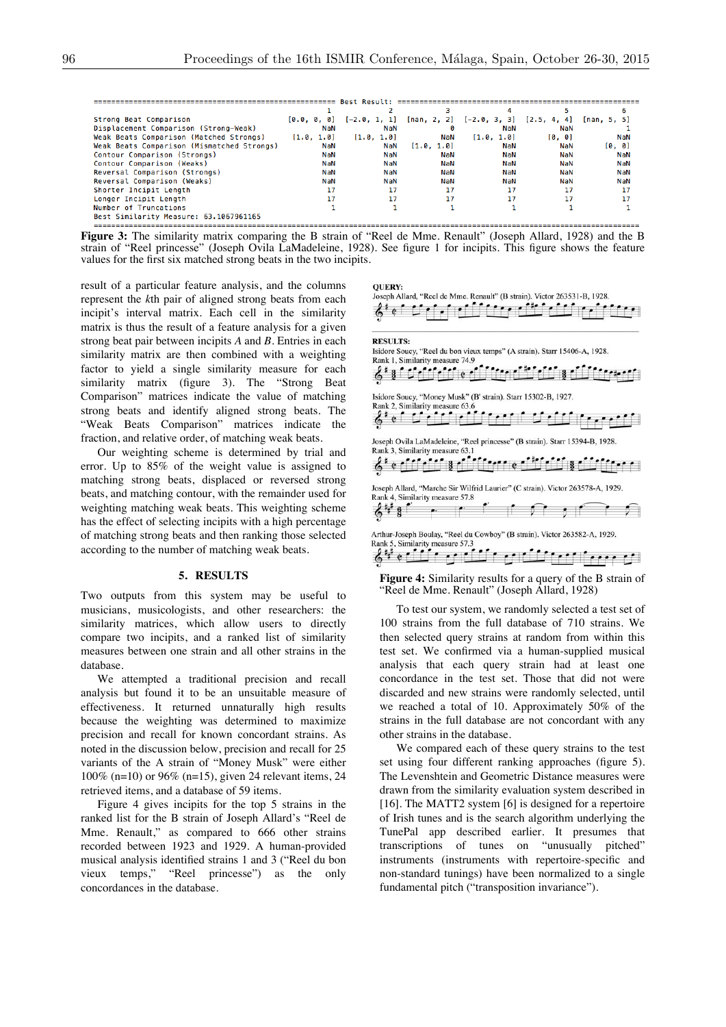| Best Result: | 1 | 2 | 3 | 4 | 5 | 6 |
|---|---|---|---|---|---|---|
| Strong Beat Comparison | [0.0, 0, 0] | [-2.0, 1, 1] | [nan, 2, 2] | [-2.0, 3, 3] | [2.5, 4, 4] | [nan, 5, 5] |
| Displacement Comparison (Strong-Weak) | NaN | NaN | 0 | NaN | NaN | 1 |
| Weak Beats Comparison (Matched Strongs) | [1.0, 1.0] | [1.0, 1.0] | NaN | [1.0, 1.0] | [0, 0] | NaN |
| Weak Beats Comparison (Mismatched Strongs) | NaN | NaN | [1.0, 1.0] | NaN | NaN | [0, 0] |
| Contour Comparison (Strongs) | NaN | NaN | NaN | NaN | NaN | NaN |
| Contour Comparison (Weaks) | NaN | NaN | NaN | NaN | NaN | NaN |
| Reversal Comparison (Strongs) | NaN | NaN | NaN | NaN | NaN | NaN |
| Reversal Comparison (Weaks) | NaN | NaN | NaN | NaN | NaN | NaN |
| Shorter Incipit Length | 17 | 17 | 17 | 17 | 17 | 17 |
| Longer Incipit Length | 17 | 17 | 17 | 17 | 17 | 17 |
| Number of Truncations | 1 | 1 | 1 | 1 | 1 | 1 |

Best Similarity Measure: 63.1067961165

**Figure 3:** The similarity matrix comparing the B strain of "Reel de Mme. Renault" (Joseph Allard, 1928) and the B strain of "Reel princesse" (Joseph Ovila LaMadeleine, 1928). See figure 1 for incipits. This figure shows the feature values for the first six matched strong beats in the two incipits.

result of a particular feature analysis, and the columns represent the *k*th pair of aligned strong beats from each incipit's interval matrix. Each cell in the similarity matrix is thus the result of a feature analysis for a given strong beat pair between incipits *A* and *B*. Entries in each similarity matrix are then combined with a weighting factor to yield a single similarity measure for each similarity matrix (figure 3). The "Strong Beat Comparison" matrices indicate the value of matching strong beats and identify aligned strong beats. The "Weak Beats Comparison" matrices indicate the fraction, and relative order, of matching weak beats.

Our weighting scheme is determined by trial and error. Up to 85% of the weight value is assigned to matching strong beats, displaced or reversed strong beats, and matching contour, with the remainder used for weighting matching weak beats. This weighting scheme has the effect of selecting incipits with a high percentage of matching strong beats and then ranking those selected according to the number of matching weak beats.

## 5. RESULTS

Two outputs from this system may be useful to musicians, musicologists, and other researchers: the similarity matrices, which allow users to directly compare two incipits, and a ranked list of similarity measures between one strain and all other strains in the database.

We attempted a traditional precision and recall analysis but found it to be an unsuitable measure of effectiveness. It returned unnaturally high results because the weighting was determined to maximize precision and recall for known concordant strains. As noted in the discussion below, precision and recall for 25 variants of the A strain of "Money Musk" were either 100% (n=10) or 96% (n=15), given 24 relevant items, 24 retrieved items, and a database of 59 items.

Figure 4 gives incipits for the top 5 strains in the ranked list for the B strain of Joseph Allard's "Reel de Mme. Renault," as compared to 666 other strains recorded between 1923 and 1929. A human-provided musical analysis identified strains 1 and 3 ("Reel du bon vieux temps," "Reel princesse") as the only concordances in the database.

**QUERY:**
Joseph Allard, "Reel de Mme. Renault" (B strain). Victor 263531-B, 1928.

**RESULTS:**
Isidore Soucy, "Reel du bon vieux temps" (A strain). Starr 15406-A, 1928.
Rank 1, Similarity measure 74.9

Isidore Soucy, "Money Musk" (B' strain). Starr 15302-B, 1927.
Rank 2, Similarity measure 63.6

Joseph Ovila LaMadeleine, "Reel princesse" (B strain). Starr 15394-B, 1928.
Rank 3, Similarity measure 63.1

Joseph Allard, "Marche Sir Wilfrid Laurier" (C strain). Victor 263578-A, 1929.
Rank 4, Similarity measure 57.8

Arthur-Joseph Boulay, "Reel du Cowboy" (B strain). Victor 263582-A, 1929.
Rank 5, Similarity measure 57.3

**Figure 4:** Similarity results for a query of the B strain of "Reel de Mme. Renault" (Joseph Allard, 1928)

To test our system, we randomly selected a test set of 100 strains from the full database of 710 strains. We then selected query strains at random from within this test set. We confirmed via a human-supplied musical analysis that each query strain had at least one concordance in the test set. Those that did not were discarded and new strains were randomly selected, until we reached a total of 10. Approximately 50% of the strains in the full database are not concordant with any other strains in the database.

We compared each of these query strains to the test set using four different ranking approaches (figure 5). The Levenshtein and Geometric Distance measures were drawn from the similarity evaluation system described in [16]. The MATT2 system [6] is designed for a repertoire of Irish tunes and is the search algorithm underlying the TunePal app described earlier. It presumes that transcriptions of tunes on "unusually pitched" instruments (instruments with repertoire-specific and non-standard tunings) have been normalized to a single fundamental pitch ("transposition invariance").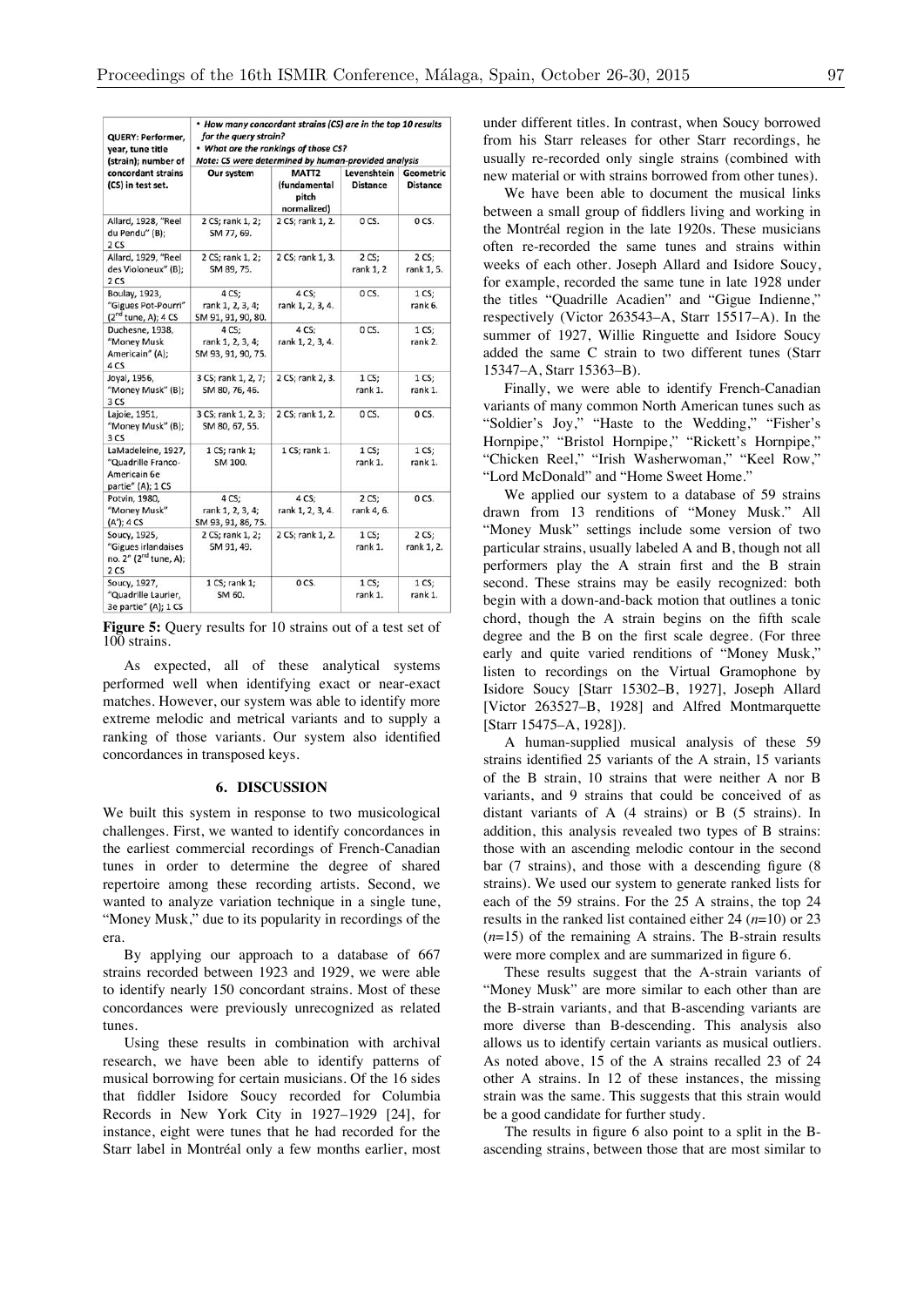| QUERY: Performer, year, tune title (strain); number of concordant strains (CS) in test set. | • How many concordant strains (CS) are in the top 10 results for the query strain? • What are the rankings of those CS? Note: CS were determined by human-provided analysis | | | |
|---|---|---|---|---|
| | Our system | MATT2 (fundamental pitch normalized) | Levenshtein Distance | Geometric Distance |
| Allard, 1928, "Reel du Pendu" (B); 2 CS | 2 CS; rank 1, 2; SM 77, 69. | 2 CS; rank 1, 2. | 0 CS. | 0 CS. |
| Allard, 1929, "Reel des Violoneux" (B); 2 CS | 2 CS; rank 1, 2; SM 89, 75. | 2 CS; rank 1, 3. | 2 CS; rank 1, 2 | 2 CS; rank 1, 5. |
| Boulay, 1923, "Gigues Pot-Pourri" (2nd tune, A); 4 CS | 4 CS; rank 1, 2, 3, 4; SM 91, 91, 90, 80. | 4 CS; rank 1, 2, 3, 4. | 0 CS. | 1 CS; rank 6. |
| Duchesne, 1938, "Money Musk Americain" (A); 4 CS | 4 CS; rank 1, 2, 3, 4; SM 93, 91, 90, 75. | 4 CS; rank 1, 2, 3, 4. | 0 CS. | 1 CS; rank 2. |
| Joyal, 1956, "Money Musk" (B); 3 CS | 3 CS; rank 1, 2, 7; SM 80, 76, 46. | 2 CS; rank 2, 3. | 1 CS; rank 1. | 1 CS; rank 1. |
| Lajoie, 1951, "Money Musk" (B); 3 CS | 3 CS; rank 1, 2, 3; SM 80, 67, 55. | 2 CS; rank 1, 2. | 0 CS. | 0 CS. |
| LaMadeleine, 1927, "Quadrille Franco-Americain 6e partie" (A); 1 CS | 1 CS; rank 1; SM 100. | 1 CS; rank 1. | 1 CS; rank 1. | 1 CS; rank 1. |
| Potvin, 1980, "Money Musk" (A'); 4 CS | 4 CS; rank 1, 2, 3, 4; SM 93, 91, 86, 75. | 4 CS; rank 1, 2, 3, 4. | 2 CS; rank 4, 6. | 0 CS. |
| Soucy, 1925, "Gigues irlandaises no. 2" (2nd tune, A); 2 CS | 2 CS; rank 1, 2; SM 91, 49. | 2 CS; rank 1, 2. | 1 CS; rank 1. | 2 CS; rank 1, 2. |
| Soucy, 1927, "Quadrille Laurier, 3e partie" (A); 1 CS | 1 CS; rank 1; SM 60. | 0 CS. | 1 CS; rank 1. | 1 CS; rank 1. |

**Figure 5:** Query results for 10 strains out of a test set of 100 strains.

As expected, all of these analytical systems performed well when identifying exact or near-exact matches. However, our system was able to identify more extreme melodic and metrical variants and to supply a ranking of those variants. Our system also identified concordances in transposed keys.

## 6. DISCUSSION

We built this system in response to two musicological challenges. First, we wanted to identify concordances in the earliest commercial recordings of French-Canadian tunes in order to determine the degree of shared repertoire among these recording artists. Second, we wanted to analyze variation technique in a single tune, "Money Musk," due to its popularity in recordings of the era.

By applying our approach to a database of 667 strains recorded between 1923 and 1929, we were able to identify nearly 150 concordant strains. Most of these concordances were previously unrecognized as related tunes.

Using these results in combination with archival research, we have been able to identify patterns of musical borrowing for certain musicians. Of the 16 sides that fiddler Isidore Soucy recorded for Columbia Records in New York City in 1927–1929 [24], for instance, eight were tunes that he had recorded for the Starr label in Montréal only a few months earlier, most under different titles. In contrast, when Soucy borrowed from his Starr releases for other Starr recordings, he usually re-recorded only single strains (combined with new material or with strains borrowed from other tunes).

We have been able to document the musical links between a small group of fiddlers living and working in the Montréal region in the late 1920s. These musicians often re-recorded the same tunes and strains within weeks of each other. Joseph Allard and Isidore Soucy, for example, recorded the same tune in late 1928 under the titles "Quadrille Acadien" and "Gigue Indienne," respectively (Victor 263543–A, Starr 15517–A). In the summer of 1927, Willie Ringuette and Isidore Soucy added the same C strain to two different tunes (Starr 15347–A, Starr 15363–B).

Finally, we were able to identify French-Canadian variants of many common North American tunes such as "Soldier's Joy," "Haste to the Wedding," "Fisher's Hornpipe," "Bristol Hornpipe," "Rickett's Hornpipe," "Chicken Reel," "Irish Washerwoman," "Keel Row," "Lord McDonald" and "Home Sweet Home."

We applied our system to a database of 59 strains drawn from 13 renditions of "Money Musk." All "Money Musk" settings include some version of two particular strains, usually labeled A and B, though not all performers play the A strain first and the B strain second. These strains may be easily recognized: both begin with a down-and-back motion that outlines a tonic chord, though the A strain begins on the fifth scale degree and the B on the first scale degree. (For three early and quite varied renditions of "Money Musk," listen to recordings on the Virtual Gramophone by Isidore Soucy [Starr 15302–B, 1927], Joseph Allard [Victor 263527–B, 1928] and Alfred Montmarquette [Starr 15475–A, 1928]).

A human-supplied musical analysis of these 59 strains identified 25 variants of the A strain, 15 variants of the B strain, 10 strains that were neither A nor B variants, and 9 strains that could be conceived of as distant variants of A (4 strains) or B (5 strains). In addition, this analysis revealed two types of B strains: those with an ascending melodic contour in the second bar (7 strains), and those with a descending figure (8 strains). We used our system to generate ranked lists for each of the 59 strains. For the 25 A strains, the top 24 results in the ranked list contained either 24 ($n$=10) or 23 ($n$=15) of the remaining A strains. The B-strain results were more complex and are summarized in figure 6.

These results suggest that the A-strain variants of "Money Musk" are more similar to each other than are the B-strain variants, and that B-ascending variants are more diverse than B-descending. This analysis also allows us to identify certain variants as musical outliers. As noted above, 15 of the A strains recalled 23 of 24 other A strains. In 12 of these instances, the missing strain was the same. This suggests that this strain would be a good candidate for further study.

The results in figure 6 also point to a split in the B-ascending strains, between those that are most similar to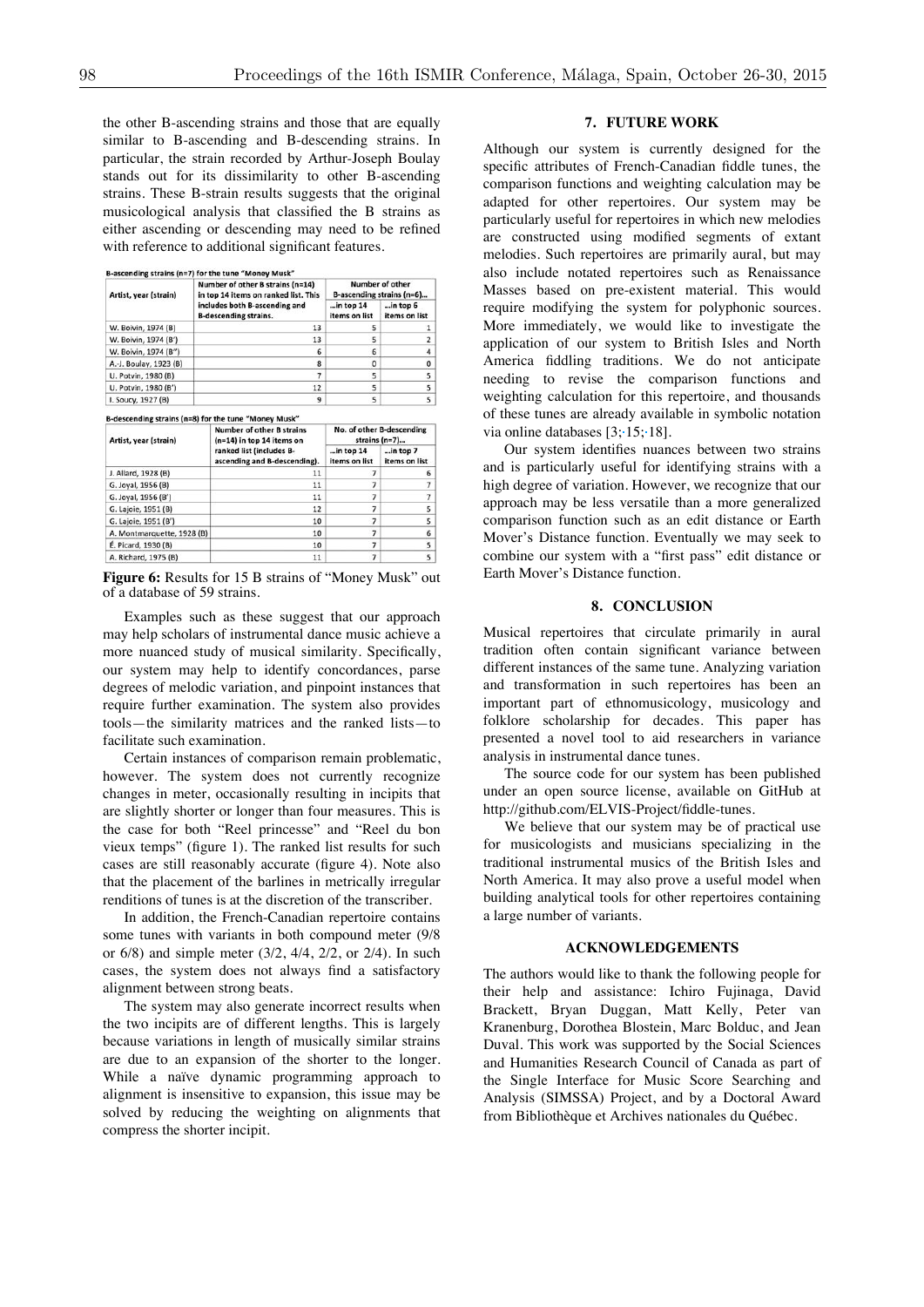the other B-ascending strains and those that are equally similar to B-ascending and B-descending strains. In particular, the strain recorded by Arthur-Joseph Boulay stands out for its dissimilarity to other B-ascending strains. These B-strain results suggests that the original musicological analysis that classified the B strains as either ascending or descending may need to be refined with reference to additional significant features.

B-ascending strains (n=7) for the tune "Money Musk"

| Artist, year (strain) | Number of other B strains (n=14) in top 14 items on ranked list. This includes both B-ascending and B-descending strains. | Number of other B-ascending strains (n=6)... | |
|---|---|---|---|
| | | ...in top 14 items on list | ...in top 6 items on list |
| W. Boivin, 1974 (B) | 13 | 5 | 1 |
| W. Boivin, 1974 (B') | 13 | 5 | 2 |
| W. Boivin, 1974 (B") | 6 | 6 | 4 |
| A.-J. Boulay, 1923 (B) | 8 | 0 | 0 |
| U. Potvin, 1980 (B) | 7 | 5 | 5 |
| U. Potvin, 1980 (B') | 12 | 5 | 5 |
| I. Soucy, 1927 (B) | 9 | 5 | 5 |

B-descending strains (n=8) for the tune "Money Musk"

| Artist, year (strain) | Number of other B strains (n=14) in top 14 items on ranked list (includes B-ascending and B-descending). | No. of other B-descending strains (n=7)... | |
|---|---|---|---|
| | | ...in top 14 items on list | ...in top 7 items on list |
| J. Allard, 1928 (B) | 11 | 7 | 6 |
| G. Joyal, 1956 (B) | 11 | 7 | 7 |
| G. Joyal, 1956 (B') | 11 | 7 | 7 |
| G. Lajoie, 1951 (B) | 12 | 7 | 5 |
| G. Lajoie, 1951 (B') | 10 | 7 | 5 |
| A. Montmarquette, 1928 (B) | 10 | 7 | 6 |
| É. Picard, 1930 (B) | 10 | 7 | 5 |
| A. Richard, 1975 (B) | 11 | 7 | 5 |

**Figure 6:** Results for 15 B strains of "Money Musk" out of a database of 59 strains.

Examples such as these suggest that our approach may help scholars of instrumental dance music achieve a more nuanced study of musical similarity. Specifically, our system may help to identify concordances, parse degrees of melodic variation, and pinpoint instances that require further examination. The system also provides tools—the similarity matrices and the ranked lists—to facilitate such examination.

Certain instances of comparison remain problematic, however. The system does not currently recognize changes in meter, occasionally resulting in incipits that are slightly shorter or longer than four measures. This is the case for both "Reel princesse" and "Reel du bon vieux temps" (figure 1). The ranked list results for such cases are still reasonably accurate (figure 4). Note also that the placement of the barlines in metrically irregular renditions of tunes is at the discretion of the transcriber.

In addition, the French-Canadian repertoire contains some tunes with variants in both compound meter (9/8 or 6/8) and simple meter (3/2, 4/4, 2/2, or 2/4). In such cases, the system does not always find a satisfactory alignment between strong beats.

The system may also generate incorrect results when the two incipits are of different lengths. This is largely because variations in length of musically similar strains are due to an expansion of the shorter to the longer. While a naïve dynamic programming approach to alignment is insensitive to expansion, this issue may be solved by reducing the weighting on alignments that compress the shorter incipit.

## 7. FUTURE WORK

Although our system is currently designed for the specific attributes of French-Canadian fiddle tunes, the comparison functions and weighting calculation may be adapted for other repertoires. Our system may be particularly useful for repertoires in which new melodies are constructed using modified segments of extant melodies. Such repertoires are primarily aural, but may also include notated repertoires such as Renaissance Masses based on pre-existent material. This would require modifying the system for polyphonic sources. More immediately, we would like to investigate the application of our system to British Isles and North America fiddling traditions. We do not anticipate needing to revise the comparison functions and weighting calculation for this repertoire, and thousands of these tunes are already available in symbolic notation via online databases [3; 15; 18].

Our system identifies nuances between two strains and is particularly useful for identifying strains with a high degree of variation. However, we recognize that our approach may be less versatile than a more generalized comparison function such as an edit distance or Earth Mover's Distance function. Eventually we may seek to combine our system with a "first pass" edit distance or Earth Mover's Distance function.

## 8. CONCLUSION

Musical repertoires that circulate primarily in aural tradition often contain significant variance between different instances of the same tune. Analyzing variation and transformation in such repertoires has been an important part of ethnomusicology, musicology and folklore scholarship for decades. This paper has presented a novel tool to aid researchers in variance analysis in instrumental dance tunes.

The source code for our system has been published under an open source license, available on GitHub at http://github.com/ELVIS-Project/fiddle-tunes.

We believe that our system may be of practical use for musicologists and musicians specializing in the traditional instrumental musics of the British Isles and North America. It may also prove a useful model when building analytical tools for other repertoires containing a large number of variants.

## ACKNOWLEDGEMENTS

The authors would like to thank the following people for their help and assistance: Ichiro Fujinaga, David Brackett, Bryan Duggan, Matt Kelly, Peter van Kranenburg, Dorothea Blostein, Marc Bolduc, and Jean Duval. This work was supported by the Social Sciences and Humanities Research Council of Canada as part of the Single Interface for Music Score Searching and Analysis (SIMSSA) Project, and by a Doctoral Award from Bibliothèque et Archives nationales du Québec.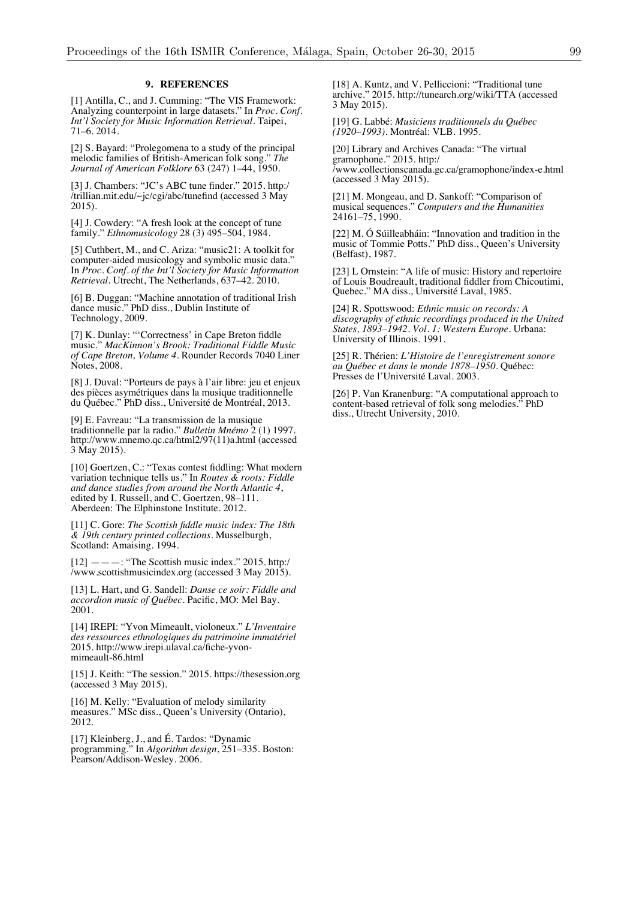## 9. REFERENCES

[1] Antilla, C., and J. Cumming: "The VIS Framework: Analyzing counterpoint in large datasets." In *Proc. Conf. Int'l Society for Music Information Retrieval*. Taipei, 71–6. 2014.

[2] S. Bayard: "Prolegomena to a study of the principal melodic families of British-American folk song." *The Journal of American Folklore* 63 (247) 1–44, 1950.

[3] J. Chambers: "JC's ABC tune finder." 2015. http://trillian.mit.edu/~jc/cgi/abc/tunefind (accessed 3 May 2015).

[4] J. Cowdery: "A fresh look at the concept of tune family." *Ethnomusicology* 28 (3) 495–504, 1984.

[5] Cuthbert, M., and C. Ariza: "music21: A toolkit for computer-aided musicology and symbolic music data." In *Proc. Conf. of the Int'l Society for Music Information Retrieval*. Utrecht, The Netherlands, 637–42. 2010.

[6] B. Duggan: "Machine annotation of traditional Irish dance music." PhD diss., Dublin Institute of Technology, 2009.

[7] K. Dunlay: "'Correctness' in Cape Breton fiddle music." *MacKinnon's Brook: Traditional Fiddle Music of Cape Breton, Volume 4*. Rounder Records 7040 Liner Notes, 2008.

[8] J. Duval: "Porteurs de pays à l'air libre: jeu et enjeux des pièces asymétriques dans la musique traditionnelle du Québec." PhD diss., Université de Montréal, 2013.

[9] E. Favreau: "La transmission de la musique traditionnelle par la radio." *Bulletin Mnémo* 2 (1) 1997. http://www.mnemo.qc.ca/html2/97(11)a.html (accessed 3 May 2015).

[10] Goertzen, C.: "Texas contest fiddling: What modern variation technique tells us." In *Routes & roots: Fiddle and dance studies from around the North Atlantic 4*, edited by I. Russell, and C. Goertzen, 98–111. Aberdeen: The Elphinstone Institute. 2012.

[11] C. Gore: *The Scottish fiddle music index: The 18th & 19th century printed collections*. Musselburgh, Scotland: Amaising. 1994.

[12] ———: "The Scottish music index." 2015. http://www.scottishmusicindex.org (accessed 3 May 2015).

[13] L. Hart, and G. Sandell: *Danse ce soir: Fiddle and accordion music of Québec*. Pacific, MO: Mel Bay. 2001.

[14] IREPI: "Yvon Mimeault, violoneux." *L'Inventaire des ressources ethnologiques du patrimoine immatériel* 2015. http://www.irepi.ulaval.ca/fiche-yvon-mimeault-86.html

[15] J. Keith: "The session." 2015. https://thesession.org (accessed 3 May 2015).

[16] M. Kelly: "Evaluation of melody similarity measures." MSc diss., Queen's University (Ontario), 2012.

[17] Kleinberg, J., and É. Tardos: "Dynamic programming." In *Algorithm design*, 251–335. Boston: Pearson/Addison-Wesley. 2006.

[18] A. Kuntz, and V. Pelliccioni: "Traditional tune archive." 2015. http://tunearch.org/wiki/TTA (accessed 3 May 2015).

[19] G. Labbé: *Musiciens traditionnels du Québec (1920–1993)*. Montréal: VLB. 1995.

[20] Library and Archives Canada: "The virtual gramophone." 2015. http://www.collectionscanada.gc.ca/gramophone/index-e.html (accessed 3 May 2015).

[21] M. Mongeau, and D. Sankoff: "Comparison of musical sequences." *Computers and the Humanities* 24161–75, 1990.

[22] M. Ó Súilleabháin: "Innovation and tradition in the music of Tommie Potts." PhD diss., Queen's University (Belfast), 1987.

[23] L Ornstein: "A life of music: History and repertoire of Louis Boudreault, traditional fiddler from Chicoutimi, Quebec." MA diss., Université Laval, 1985.

[24] R. Spottswood: *Ethnic music on records: A discography of ethnic recordings produced in the United States, 1893–1942. Vol. 1: Western Europe*. Urbana: University of Illinois. 1991.

[25] R. Thérien: *L'Histoire de l'enregistrement sonore au Québec et dans le monde 1878–1950*. Québec: Presses de l'Université Laval. 2003.

[26] P. Van Kranenburg: "A computational approach to content-based retrieval of folk song melodies." PhD diss., Utrecht University, 2010.